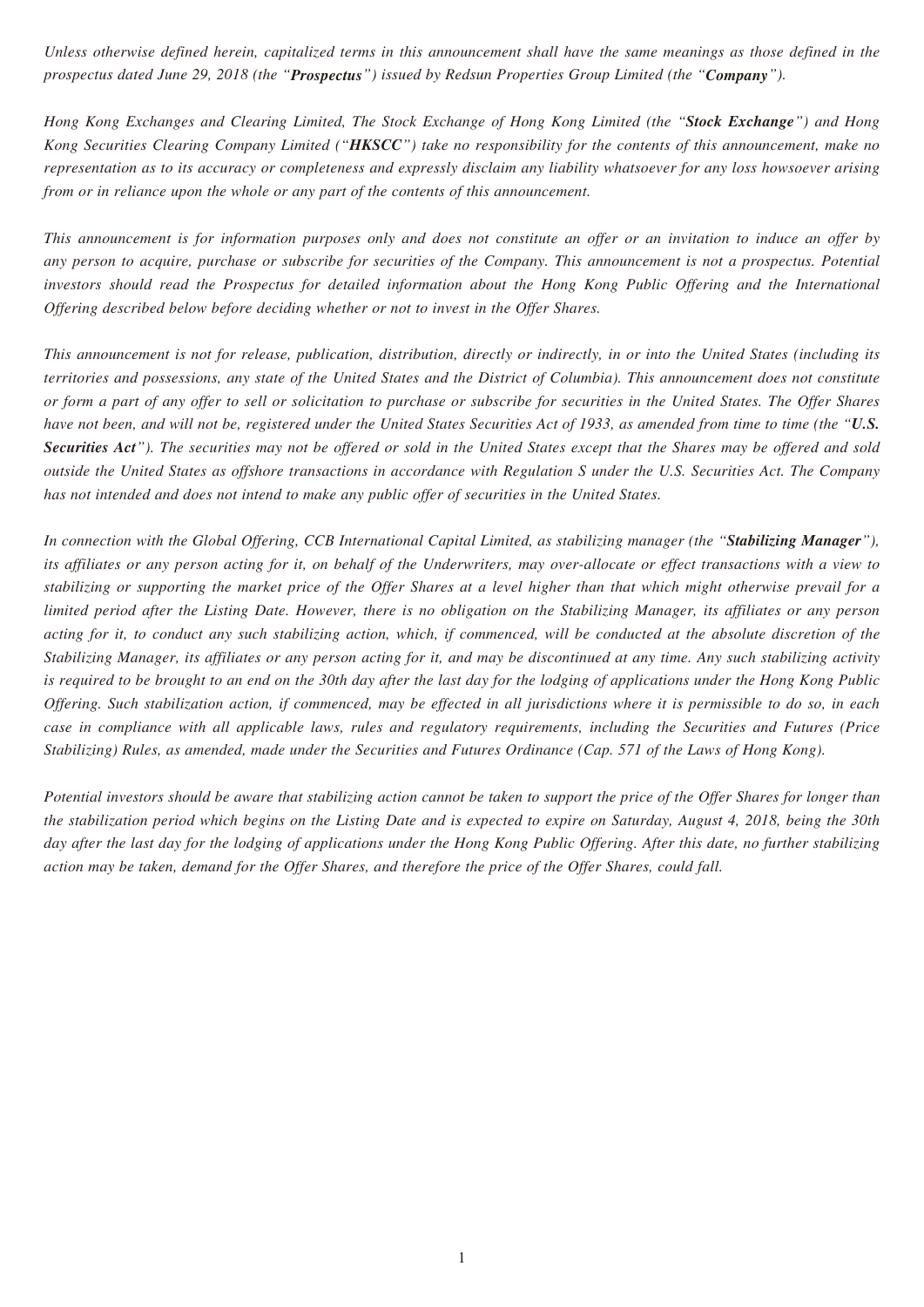*Unless otherwise defined herein, capitalized terms in this announcement shall have the same meanings as those defined in the prospectus dated June 29, 2018 (the "**Prospectus**") issued by Redsun Properties Group Limited (the "**Company**").*

*Hong Kong Exchanges and Clearing Limited, The Stock Exchange of Hong Kong Limited (the "**Stock Exchange**") and Hong Kong Securities Clearing Company Limited ("**HKSCC**") take no responsibility for the contents of this announcement, make no representation as to its accuracy or completeness and expressly disclaim any liability whatsoever for any loss howsoever arising from or in reliance upon the whole or any part of the contents of this announcement.*

*This announcement is for information purposes only and does not constitute an offer or an invitation to induce an offer by any person to acquire, purchase or subscribe for securities of the Company. This announcement is not a prospectus. Potential investors should read the Prospectus for detailed information about the Hong Kong Public Offering and the International Offering described below before deciding whether or not to invest in the Offer Shares.*

*This announcement is not for release, publication, distribution, directly or indirectly, in or into the United States (including its territories and possessions, any state of the United States and the District of Columbia). This announcement does not constitute or form a part of any offer to sell or solicitation to purchase or subscribe for securities in the United States. The Offer Shares have not been, and will not be, registered under the United States Securities Act of 1933, as amended from time to time (the "**U.S. Securities Act**"). The securities may not be offered or sold in the United States except that the Shares may be offered and sold outside the United States as offshore transactions in accordance with Regulation S under the U.S. Securities Act. The Company has not intended and does not intend to make any public offer of securities in the United States.*

*In connection with the Global Offering, CCB International Capital Limited, as stabilizing manager (the "**Stabilizing Manager**"), its affiliates or any person acting for it, on behalf of the Underwriters, may over-allocate or effect transactions with a view to stabilizing or supporting the market price of the Offer Shares at a level higher than that which might otherwise prevail for a limited period after the Listing Date. However, there is no obligation on the Stabilizing Manager, its affiliates or any person acting for it, to conduct any such stabilizing action, which, if commenced, will be conducted at the absolute discretion of the Stabilizing Manager, its affiliates or any person acting for it, and may be discontinued at any time. Any such stabilizing activity is required to be brought to an end on the 30th day after the last day for the lodging of applications under the Hong Kong Public Offering. Such stabilization action, if commenced, may be effected in all jurisdictions where it is permissible to do so, in each case in compliance with all applicable laws, rules and regulatory requirements, including the Securities and Futures (Price Stabilizing) Rules, as amended, made under the Securities and Futures Ordinance (Cap. 571 of the Laws of Hong Kong).*

*Potential investors should be aware that stabilizing action cannot be taken to support the price of the Offer Shares for longer than the stabilization period which begins on the Listing Date and is expected to expire on Saturday, August 4, 2018, being the 30th day after the last day for the lodging of applications under the Hong Kong Public Offering. After this date, no further stabilizing action may be taken, demand for the Offer Shares, and therefore the price of the Offer Shares, could fall.*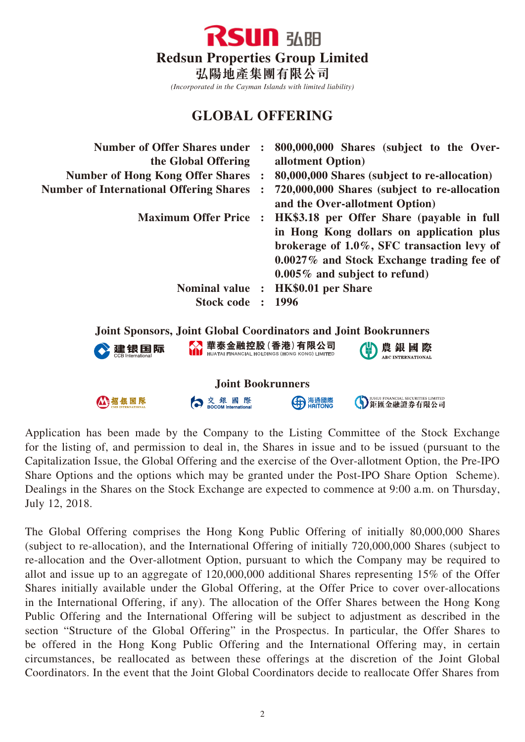**RSUN 弘阳**

# Redsun Properties Group Limited

**弘陽地產集團有限公司**

*(Incorporated in the Cayman Islands with limited liability)*

## GLOBAL OFFERING

| | | |
|---|---|---|
| **Number of Offer Shares under the Global Offering** | **:** | **800,000,000 Shares (subject to the Over-allotment Option)** |
| **Number of Hong Kong Offer Shares** | **:** | **80,000,000 Shares (subject to re-allocation)** |
| **Number of International Offering Shares** | **:** | **720,000,000 Shares (subject to re-allocation and the Over-allotment Option)** |
| **Maximum Offer Price** | **:** | **HK$3.18 per Offer Share (payable in full in Hong Kong dollars on application plus brokerage of 1.0%, SFC transaction levy of 0.0027% and Stock Exchange trading fee of 0.005% and subject to refund)** |
| **Nominal value** | **:** | **HK$0.01 per Share** |
| **Stock code** | **:** | **1996** |

**Joint Sponsors, Joint Global Coordinators and Joint Bookrunners**

建银国际 CCB International　華泰金融控股(香港)有限公司 HUATAI FINANCIAL HOLDINGS (HONG KONG) LIMITED　農銀國際 ABC INTERNATIONAL

**Joint Bookrunners**

招银国际 CMB INTERNATIONAL　交銀國際 BOCOM International　海通國際 HAITONG　JUHUI FINANCIAL SECURITIES LIMITED 鉅匯金融證券有限公司

Application has been made by the Company to the Listing Committee of the Stock Exchange for the listing of, and permission to deal in, the Shares in issue and to be issued (pursuant to the Capitalization Issue, the Global Offering and the exercise of the Over-allotment Option, the Pre-IPO Share Options and the options which may be granted under the Post-IPO Share Option Scheme). Dealings in the Shares on the Stock Exchange are expected to commence at 9:00 a.m. on Thursday, July 12, 2018.

The Global Offering comprises the Hong Kong Public Offering of initially 80,000,000 Shares (subject to re-allocation), and the International Offering of initially 720,000,000 Shares (subject to re-allocation and the Over-allotment Option, pursuant to which the Company may be required to allot and issue up to an aggregate of 120,000,000 additional Shares representing 15% of the Offer Shares initially available under the Global Offering, at the Offer Price to cover over-allocations in the International Offering, if any). The allocation of the Offer Shares between the Hong Kong Public Offering and the International Offering will be subject to adjustment as described in the section "Structure of the Global Offering" in the Prospectus. In particular, the Offer Shares to be offered in the Hong Kong Public Offering and the International Offering may, in certain circumstances, be reallocated as between these offerings at the discretion of the Joint Global Coordinators. In the event that the Joint Global Coordinators decide to reallocate Offer Shares from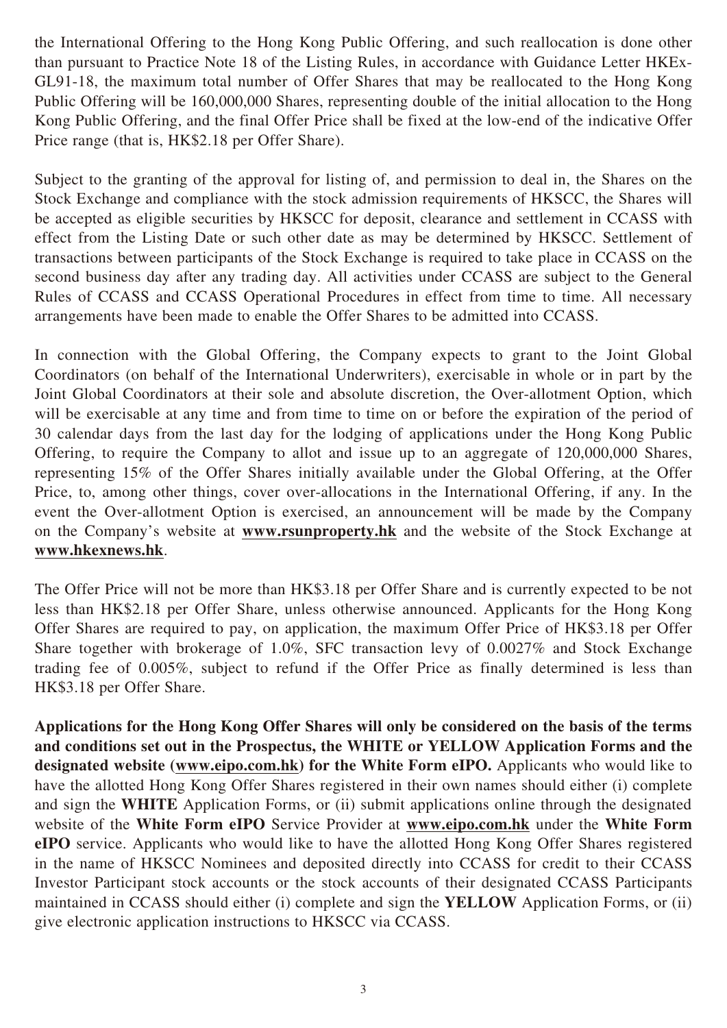the International Offering to the Hong Kong Public Offering, and such reallocation is done other than pursuant to Practice Note 18 of the Listing Rules, in accordance with Guidance Letter HKEx-GL91-18, the maximum total number of Offer Shares that may be reallocated to the Hong Kong Public Offering will be 160,000,000 Shares, representing double of the initial allocation to the Hong Kong Public Offering, and the final Offer Price shall be fixed at the low-end of the indicative Offer Price range (that is, HK$2.18 per Offer Share).

Subject to the granting of the approval for listing of, and permission to deal in, the Shares on the Stock Exchange and compliance with the stock admission requirements of HKSCC, the Shares will be accepted as eligible securities by HKSCC for deposit, clearance and settlement in CCASS with effect from the Listing Date or such other date as may be determined by HKSCC. Settlement of transactions between participants of the Stock Exchange is required to take place in CCASS on the second business day after any trading day. All activities under CCASS are subject to the General Rules of CCASS and CCASS Operational Procedures in effect from time to time. All necessary arrangements have been made to enable the Offer Shares to be admitted into CCASS.

In connection with the Global Offering, the Company expects to grant to the Joint Global Coordinators (on behalf of the International Underwriters), exercisable in whole or in part by the Joint Global Coordinators at their sole and absolute discretion, the Over-allotment Option, which will be exercisable at any time and from time to time on or before the expiration of the period of 30 calendar days from the last day for the lodging of applications under the Hong Kong Public Offering, to require the Company to allot and issue up to an aggregate of 120,000,000 Shares, representing 15% of the Offer Shares initially available under the Global Offering, at the Offer Price, to, among other things, cover over-allocations in the International Offering, if any. In the event the Over-allotment Option is exercised, an announcement will be made by the Company on the Company's website at **www.rsunproperty.hk** and the website of the Stock Exchange at **www.hkexnews.hk**.

The Offer Price will not be more than HK$3.18 per Offer Share and is currently expected to be not less than HK$2.18 per Offer Share, unless otherwise announced. Applicants for the Hong Kong Offer Shares are required to pay, on application, the maximum Offer Price of HK$3.18 per Offer Share together with brokerage of 1.0%, SFC transaction levy of 0.0027% and Stock Exchange trading fee of 0.005%, subject to refund if the Offer Price as finally determined is less than HK$3.18 per Offer Share.

**Applications for the Hong Kong Offer Shares will only be considered on the basis of the terms and conditions set out in the Prospectus, the WHITE or YELLOW Application Forms and the designated website (www.eipo.com.hk) for the White Form eIPO.** Applicants who would like to have the allotted Hong Kong Offer Shares registered in their own names should either (i) complete and sign the **WHITE** Application Forms, or (ii) submit applications online through the designated website of the **White Form eIPO** Service Provider at **www.eipo.com.hk** under the **White Form eIPO** service. Applicants who would like to have the allotted Hong Kong Offer Shares registered in the name of HKSCC Nominees and deposited directly into CCASS for credit to their CCASS Investor Participant stock accounts or the stock accounts of their designated CCASS Participants maintained in CCASS should either (i) complete and sign the **YELLOW** Application Forms, or (ii) give electronic application instructions to HKSCC via CCASS.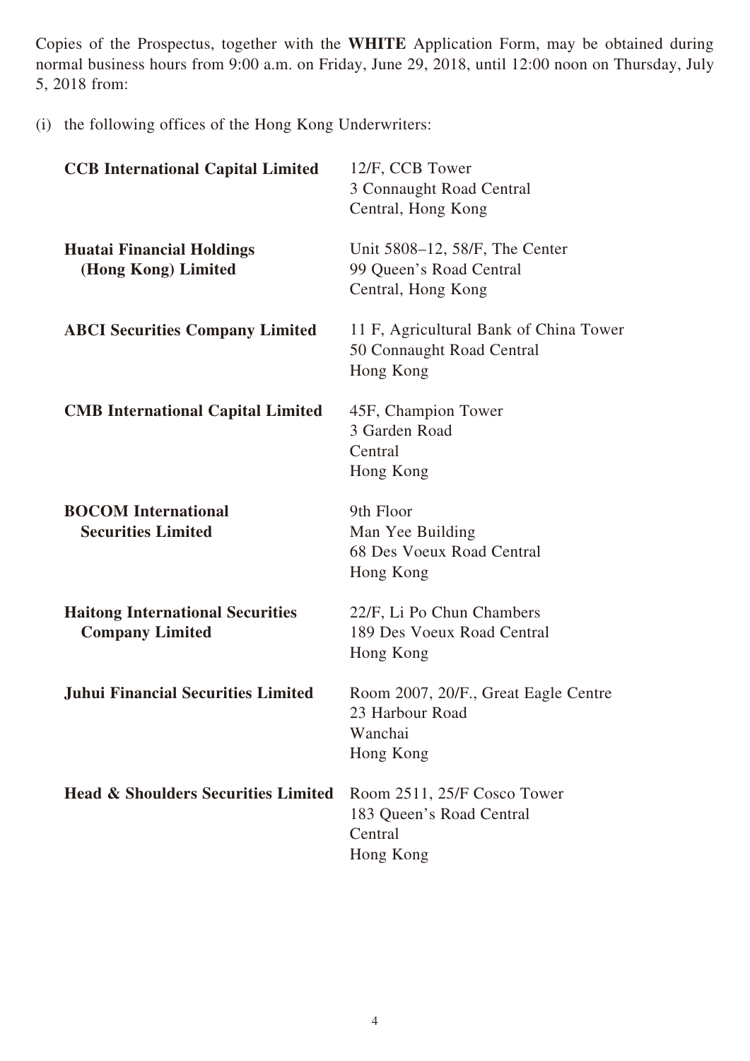Copies of the Prospectus, together with the **WHITE** Application Form, may be obtained during normal business hours from 9:00 a.m. on Friday, June 29, 2018, until 12:00 noon on Thursday, July 5, 2018 from:

(i) the following offices of the Hong Kong Underwriters:

| | |
|---|---|
| **CCB International Capital Limited** | 12/F, CCB Tower<br>3 Connaught Road Central<br>Central, Hong Kong |
| **Huatai Financial Holdings (Hong Kong) Limited** | Unit 5808–12, 58/F, The Center<br>99 Queen's Road Central<br>Central, Hong Kong |
| **ABCI Securities Company Limited** | 11 F, Agricultural Bank of China Tower<br>50 Connaught Road Central<br>Hong Kong |
| **CMB International Capital Limited** | 45F, Champion Tower<br>3 Garden Road<br>Central<br>Hong Kong |
| **BOCOM International Securities Limited** | 9th Floor<br>Man Yee Building<br>68 Des Voeux Road Central<br>Hong Kong |
| **Haitong International Securities Company Limited** | 22/F, Li Po Chun Chambers<br>189 Des Voeux Road Central<br>Hong Kong |
| **Juhui Financial Securities Limited** | Room 2007, 20/F., Great Eagle Centre<br>23 Harbour Road<br>Wanchai<br>Hong Kong |
| **Head & Shoulders Securities Limited** | Room 2511, 25/F Cosco Tower<br>183 Queen's Road Central<br>Central<br>Hong Kong |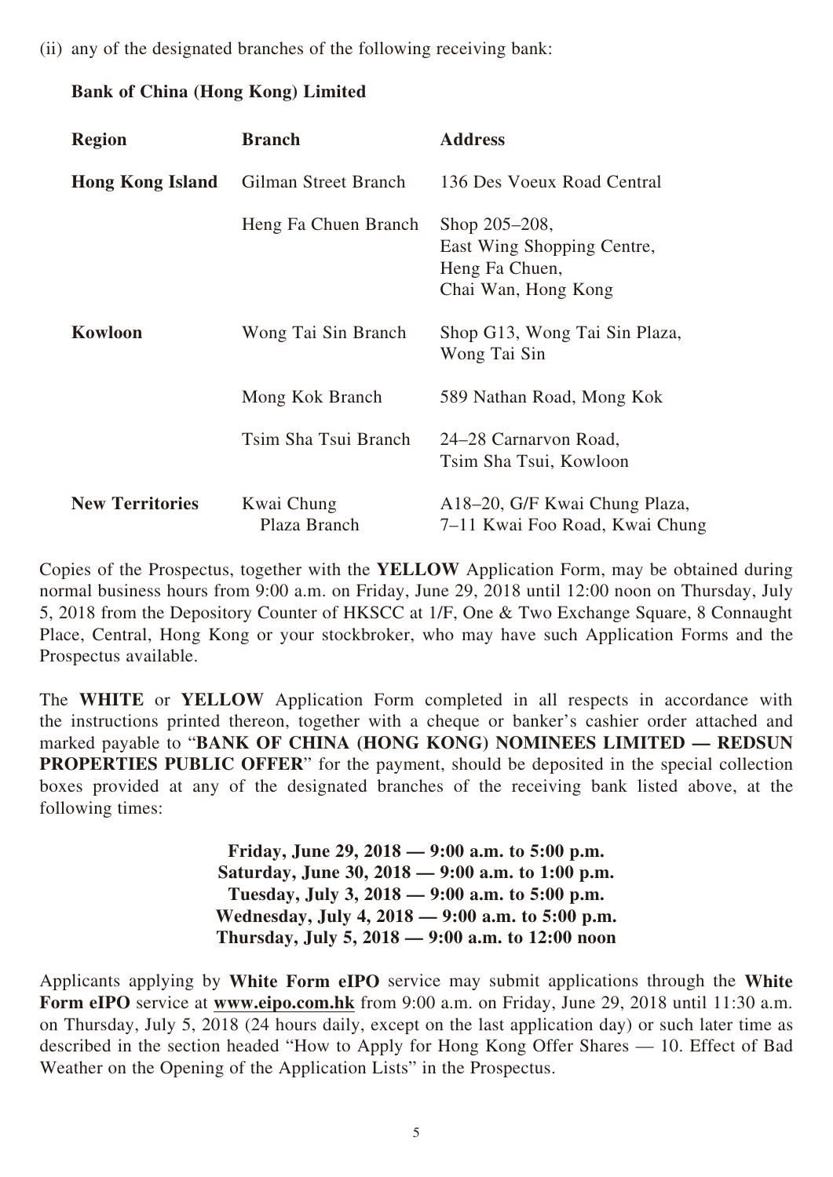(ii) any of the designated branches of the following receiving bank:

**Bank of China (Hong Kong) Limited**

| **Region** | **Branch** | **Address** |
|---|---|---|
| **Hong Kong Island** | Gilman Street Branch | 136 Des Voeux Road Central |
| | Heng Fa Chuen Branch | Shop 205–208, East Wing Shopping Centre, Heng Fa Chuen, Chai Wan, Hong Kong |
| **Kowloon** | Wong Tai Sin Branch | Shop G13, Wong Tai Sin Plaza, Wong Tai Sin |
| | Mong Kok Branch | 589 Nathan Road, Mong Kok |
| | Tsim Sha Tsui Branch | 24–28 Carnarvon Road, Tsim Sha Tsui, Kowloon |
| **New Territories** | Kwai Chung Plaza Branch | A18–20, G/F Kwai Chung Plaza, 7–11 Kwai Foo Road, Kwai Chung |

Copies of the Prospectus, together with the **YELLOW** Application Form, may be obtained during normal business hours from 9:00 a.m. on Friday, June 29, 2018 until 12:00 noon on Thursday, July 5, 2018 from the Depository Counter of HKSCC at 1/F, One & Two Exchange Square, 8 Connaught Place, Central, Hong Kong or your stockbroker, who may have such Application Forms and the Prospectus available.

The **WHITE** or **YELLOW** Application Form completed in all respects in accordance with the instructions printed thereon, together with a cheque or banker's cashier order attached and marked payable to "**BANK OF CHINA (HONG KONG) NOMINEES LIMITED — REDSUN PROPERTIES PUBLIC OFFER**" for the payment, should be deposited in the special collection boxes provided at any of the designated branches of the receiving bank listed above, at the following times:

**Friday, June 29, 2018 — 9:00 a.m. to 5:00 p.m.**
**Saturday, June 30, 2018 — 9:00 a.m. to 1:00 p.m.**
**Tuesday, July 3, 2018 — 9:00 a.m. to 5:00 p.m.**
**Wednesday, July 4, 2018 — 9:00 a.m. to 5:00 p.m.**
**Thursday, July 5, 2018 — 9:00 a.m. to 12:00 noon**

Applicants applying by **White Form eIPO** service may submit applications through the **White Form eIPO** service at **www.eipo.com.hk** from 9:00 a.m. on Friday, June 29, 2018 until 11:30 a.m. on Thursday, July 5, 2018 (24 hours daily, except on the last application day) or such later time as described in the section headed "How to Apply for Hong Kong Offer Shares — 10. Effect of Bad Weather on the Opening of the Application Lists" in the Prospectus.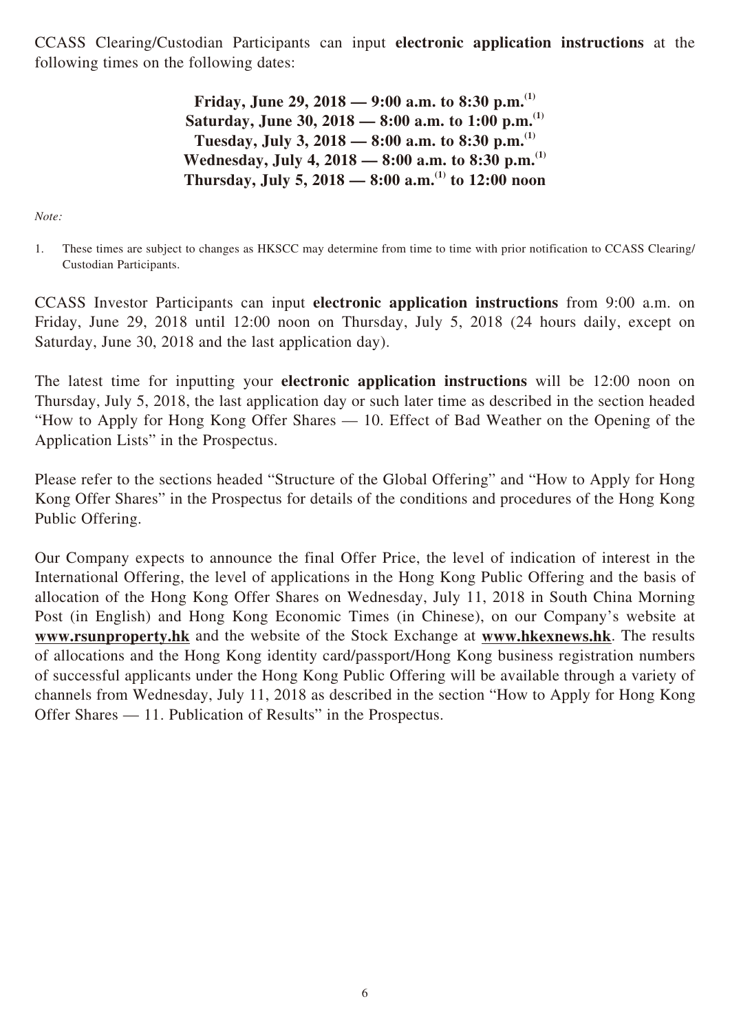CCASS Clearing/Custodian Participants can input **electronic application instructions** at the following times on the following dates:

**Friday, June 29, 2018 — 9:00 a.m. to 8:30 p.m.**[1]
**Saturday, June 30, 2018 — 8:00 a.m. to 1:00 p.m.**[1]
**Tuesday, July 3, 2018 — 8:00 a.m. to 8:30 p.m.**[1]
**Wednesday, July 4, 2018 — 8:00 a.m. to 8:30 p.m.**[1]
**Thursday, July 5, 2018 — 8:00 a.m.**[1] **to 12:00 noon**

*Note:*

1. These times are subject to changes as HKSCC may determine from time to time with prior notification to CCASS Clearing/ Custodian Participants.

CCASS Investor Participants can input **electronic application instructions** from 9:00 a.m. on Friday, June 29, 2018 until 12:00 noon on Thursday, July 5, 2018 (24 hours daily, except on Saturday, June 30, 2018 and the last application day).

The latest time for inputting your **electronic application instructions** will be 12:00 noon on Thursday, July 5, 2018, the last application day or such later time as described in the section headed "How to Apply for Hong Kong Offer Shares — 10. Effect of Bad Weather on the Opening of the Application Lists" in the Prospectus.

Please refer to the sections headed "Structure of the Global Offering" and "How to Apply for Hong Kong Offer Shares" in the Prospectus for details of the conditions and procedures of the Hong Kong Public Offering.

Our Company expects to announce the final Offer Price, the level of indication of interest in the International Offering, the level of applications in the Hong Kong Public Offering and the basis of allocation of the Hong Kong Offer Shares on Wednesday, July 11, 2018 in South China Morning Post (in English) and Hong Kong Economic Times (in Chinese), on our Company's website at **www.rsunproperty.hk** and the website of the Stock Exchange at **www.hkexnews.hk**. The results of allocations and the Hong Kong identity card/passport/Hong Kong business registration numbers of successful applicants under the Hong Kong Public Offering will be available through a variety of channels from Wednesday, July 11, 2018 as described in the section "How to Apply for Hong Kong Offer Shares — 11. Publication of Results" in the Prospectus.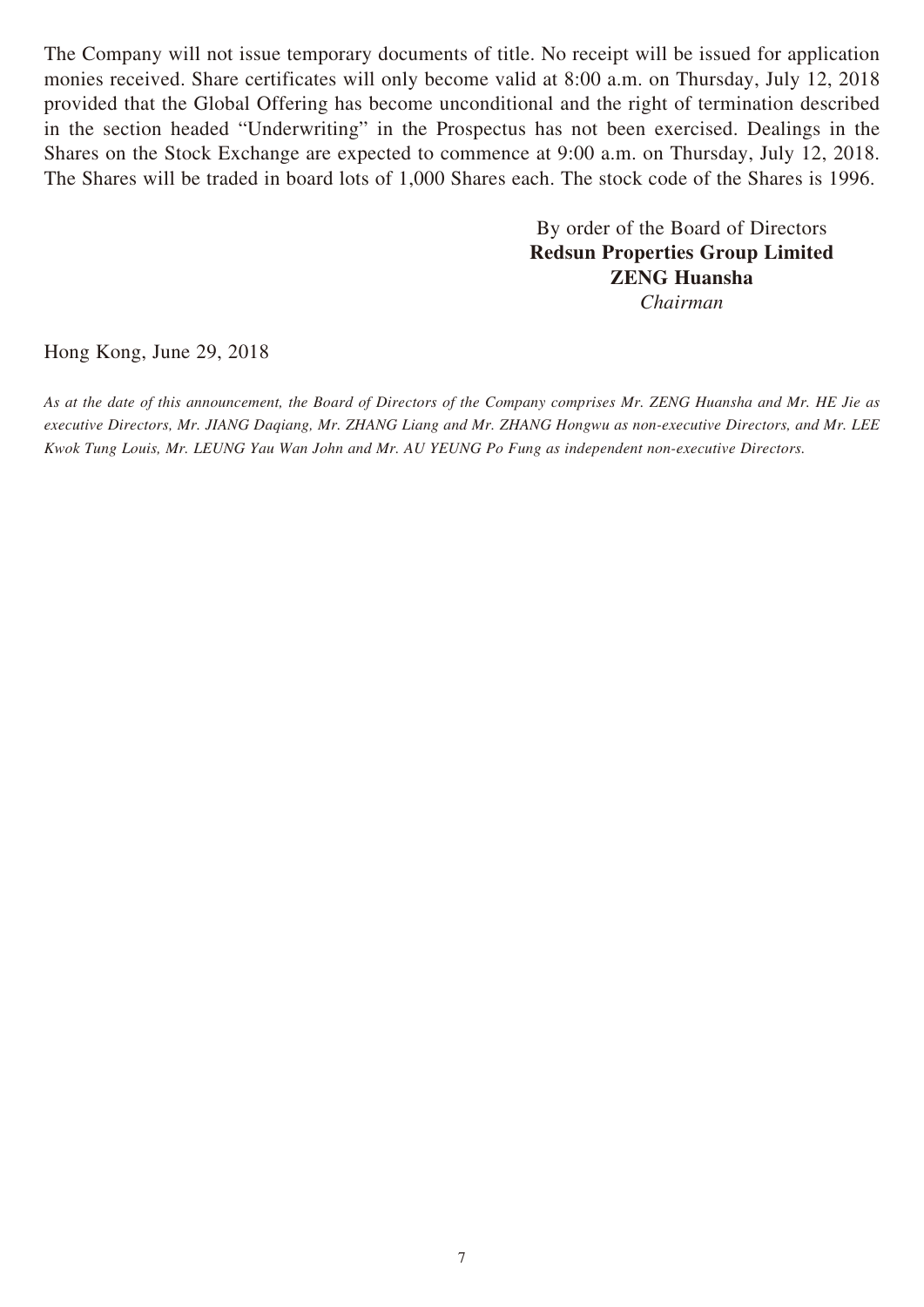The Company will not issue temporary documents of title. No receipt will be issued for application monies received. Share certificates will only become valid at 8:00 a.m. on Thursday, July 12, 2018 provided that the Global Offering has become unconditional and the right of termination described in the section headed "Underwriting" in the Prospectus has not been exercised. Dealings in the Shares on the Stock Exchange are expected to commence at 9:00 a.m. on Thursday, July 12, 2018. The Shares will be traded in board lots of 1,000 Shares each. The stock code of the Shares is 1996.

By order of the Board of Directors
**Redsun Properties Group Limited**
**ZENG Huansha**
*Chairman*

Hong Kong, June 29, 2018

*As at the date of this announcement, the Board of Directors of the Company comprises Mr. ZENG Huansha and Mr. HE Jie as executive Directors, Mr. JIANG Daqiang, Mr. ZHANG Liang and Mr. ZHANG Hongwu as non-executive Directors, and Mr. LEE Kwok Tung Louis, Mr. LEUNG Yau Wan John and Mr. AU YEUNG Po Fung as independent non-executive Directors.*